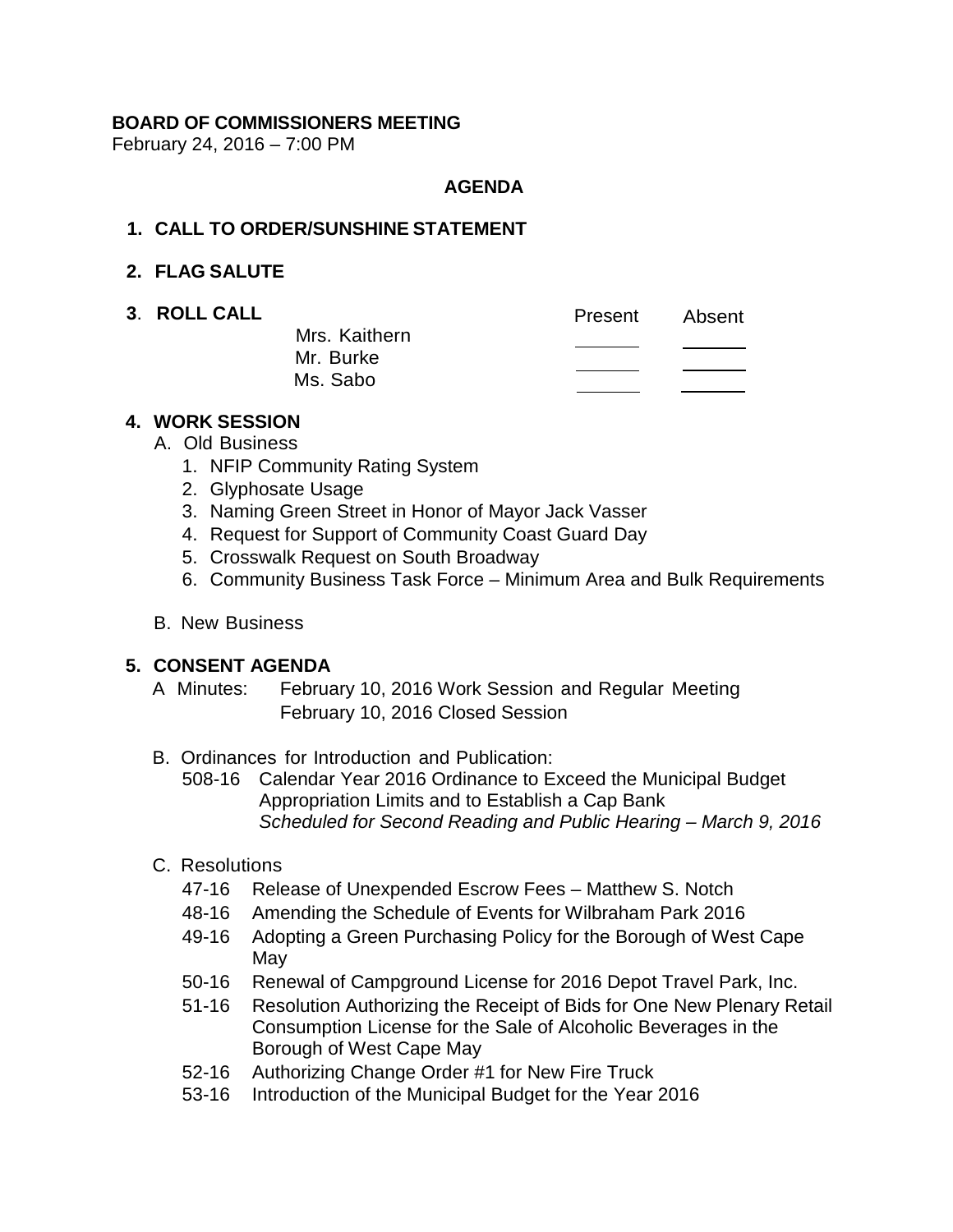**BOARD OF COMMISSIONERS MEETING**
February 24, 2016 – 7:00 PM

**AGENDA**

1. **CALL TO ORDER/SUNSHINE STATEMENT**

2. **FLAG SALUTE**

3. **ROLL CALL**

| | Present | Absent |
|---|---|---|
| Mrs. Kaithern | ______ | ______ |
| Mr. Burke | ______ | ______ |
| Ms. Sabo | ______ | ______ |

4. **WORK SESSION**
   - A. Old Business
     1. NFIP Community Rating System
     2. Glyphosate Usage
     3. Naming Green Street in Honor of Mayor Jack Vasser
     4. Request for Support of Community Coast Guard Day
     5. Crosswalk Request on South Broadway
     6. Community Business Task Force – Minimum Area and Bulk Requirements
   - B. New Business

5. **CONSENT AGENDA**
   - A Minutes: February 10, 2016 Work Session and Regular Meeting
     February 10, 2016 Closed Session
   - B. Ordinances for Introduction and Publication:
     - 508-16 Calendar Year 2016 Ordinance to Exceed the Municipal Budget Appropriation Limits and to Establish a Cap Bank
       *Scheduled for Second Reading and Public Hearing – March 9, 2016*
   - C. Resolutions
     - 47-16 Release of Unexpended Escrow Fees – Matthew S. Notch
     - 48-16 Amending the Schedule of Events for Wilbraham Park 2016
     - 49-16 Adopting a Green Purchasing Policy for the Borough of West Cape May
     - 50-16 Renewal of Campground License for 2016 Depot Travel Park, Inc.
     - 51-16 Resolution Authorizing the Receipt of Bids for One New Plenary Retail Consumption License for the Sale of Alcoholic Beverages in the Borough of West Cape May
     - 52-16 Authorizing Change Order #1 for New Fire Truck
     - 53-16 Introduction of the Municipal Budget for the Year 2016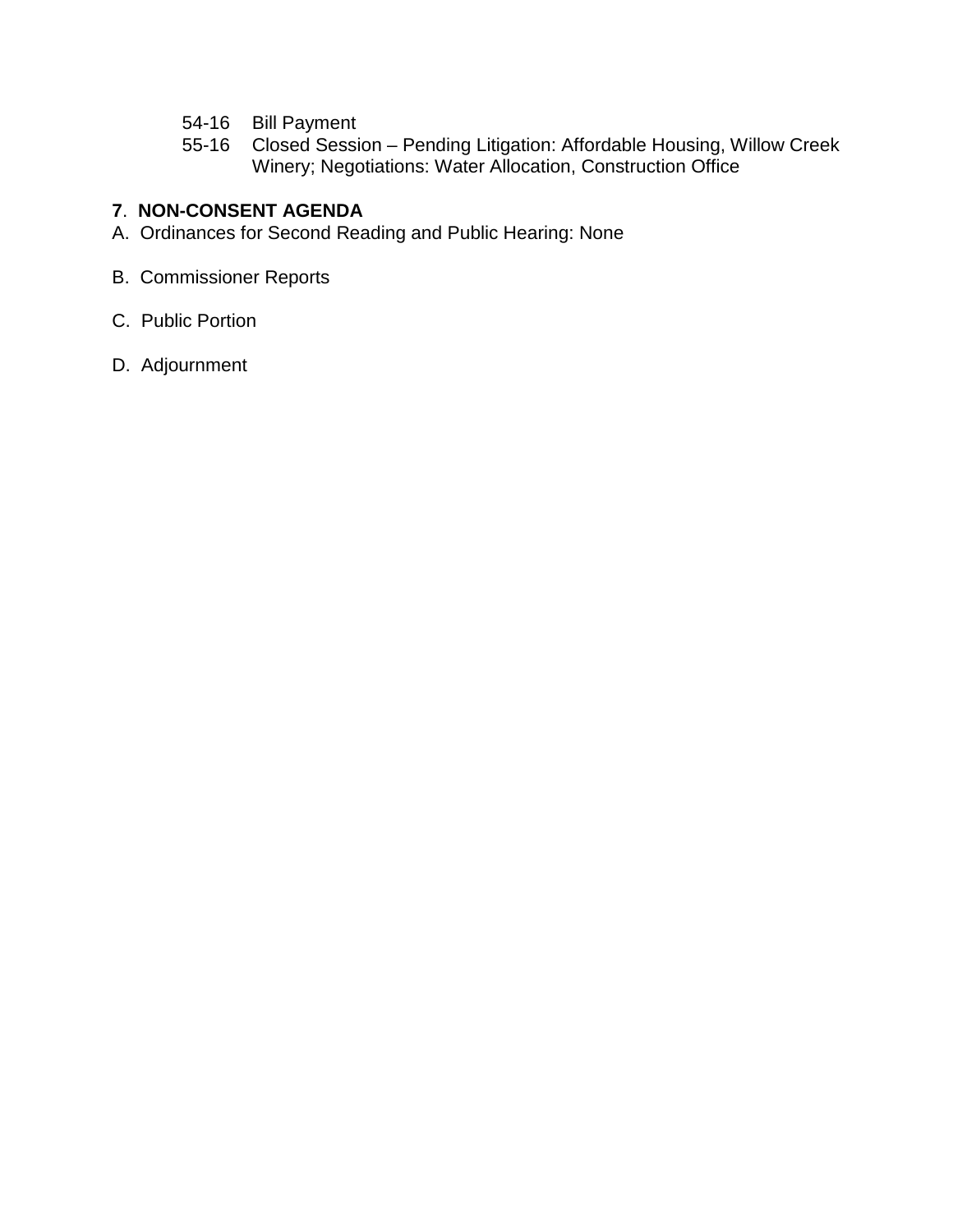54-16 Bill Payment

55-16 Closed Session – Pending Litigation: Affordable Housing, Willow Creek Winery; Negotiations: Water Allocation, Construction Office

**7. NON-CONSENT AGENDA**

A. Ordinances for Second Reading and Public Hearing: None

B. Commissioner Reports

C. Public Portion

D. Adjournment